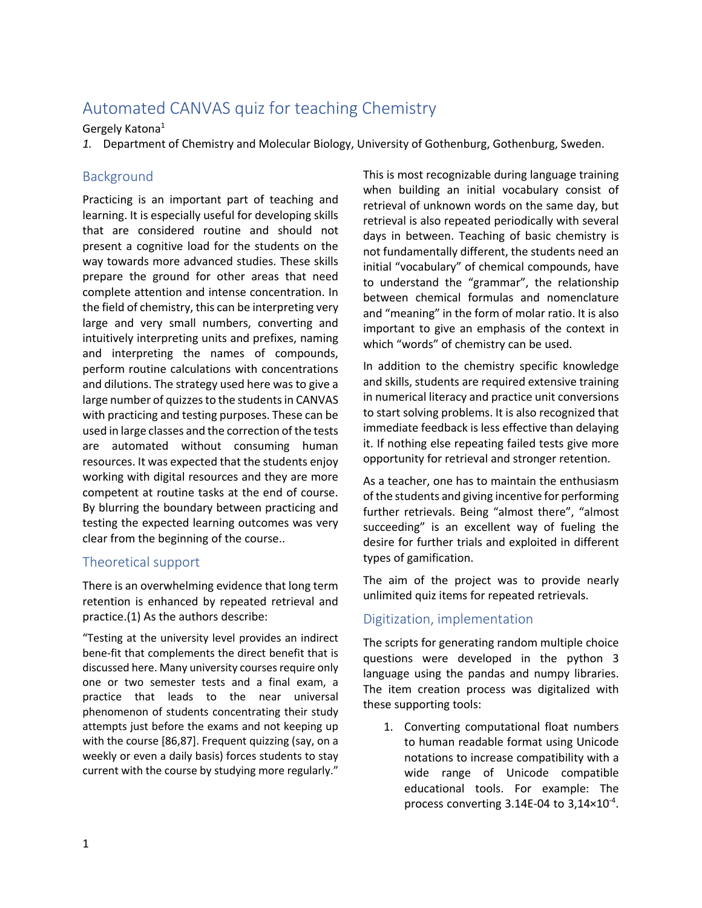# Automated CANVAS quiz for teaching Chemistry

Gergely Katona[1]

*1.* Department of Chemistry and Molecular Biology, University of Gothenburg, Gothenburg, Sweden.

## Background

Practicing is an important part of teaching and learning. It is especially useful for developing skills that are considered routine and should not present a cognitive load for the students on the way towards more advanced studies. These skills prepare the ground for other areas that need complete attention and intense concentration. In the field of chemistry, this can be interpreting very large and very small numbers, converting and intuitively interpreting units and prefixes, naming and interpreting the names of compounds, perform routine calculations with concentrations and dilutions. The strategy used here was to give a large number of quizzes to the students in CANVAS with practicing and testing purposes. These can be used in large classes and the correction of the tests are automated without consuming human resources. It was expected that the students enjoy working with digital resources and they are more competent at routine tasks at the end of course. By blurring the boundary between practicing and testing the expected learning outcomes was very clear from the beginning of the course..

## Theoretical support

There is an overwhelming evidence that long term retention is enhanced by repeated retrieval and practice.(1) As the authors describe:

"Testing at the university level provides an indirect bene-fit that complements the direct benefit that is discussed here. Many university courses require only one or two semester tests and a final exam, a practice that leads to the near universal phenomenon of students concentrating their study attempts just before the exams and not keeping up with the course [86,87]. Frequent quizzing (say, on a weekly or even a daily basis) forces students to stay current with the course by studying more regularly."

This is most recognizable during language training when building an initial vocabulary consist of retrieval of unknown words on the same day, but retrieval is also repeated periodically with several days in between. Teaching of basic chemistry is not fundamentally different, the students need an initial "vocabulary" of chemical compounds, have to understand the "grammar", the relationship between chemical formulas and nomenclature and "meaning" in the form of molar ratio. It is also important to give an emphasis of the context in which "words" of chemistry can be used.

In addition to the chemistry specific knowledge and skills, students are required extensive training in numerical literacy and practice unit conversions to start solving problems. It is also recognized that immediate feedback is less effective than delaying it. If nothing else repeating failed tests give more opportunity for retrieval and stronger retention.

As a teacher, one has to maintain the enthusiasm of the students and giving incentive for performing further retrievals. Being "almost there", "almost succeeding" is an excellent way of fueling the desire for further trials and exploited in different types of gamification.

The aim of the project was to provide nearly unlimited quiz items for repeated retrievals.

## Digitization, implementation

The scripts for generating random multiple choice questions were developed in the python 3 language using the pandas and numpy libraries. The item creation process was digitalized with these supporting tools:

1. Converting computational float numbers to human readable format using Unicode notations to increase compatibility with a wide range of Unicode compatible educational tools. For example: The process converting 3.14E-04 to $3{,}14\times10^{-4}$.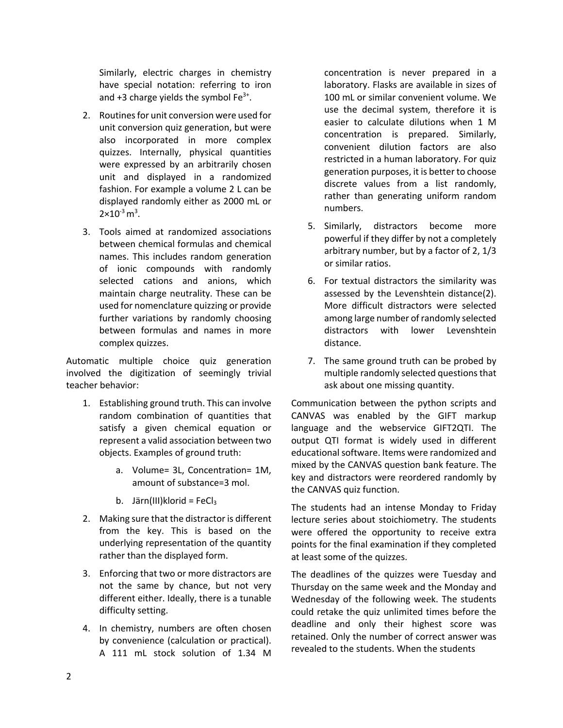Similarly, electric charges in chemistry have special notation: referring to iron and +3 charge yields the symbol $Fe^{3+}$.

2. Routines for unit conversion were used for unit conversion quiz generation, but were also incorporated in more complex quizzes. Internally, physical quantities were expressed by an arbitrarily chosen unit and displayed in a randomized fashion. For example a volume 2 L can be displayed randomly either as 2000 mL or $2\times10^{-3}$ m$^3$.

3. Tools aimed at randomized associations between chemical formulas and chemical names. This includes random generation of ionic compounds with randomly selected cations and anions, which maintain charge neutrality. These can be used for nomenclature quizzing or provide further variations by randomly choosing between formulas and names in more complex quizzes.

Automatic multiple choice quiz generation involved the digitization of seemingly trivial teacher behavior:

1. Establishing ground truth. This can involve random combination of quantities that satisfy a given chemical equation or represent a valid association between two objects. Examples of ground truth:
   a. Volume= 3L, Concentration= 1M, amount of substance=3 mol.
   b. Järn(III)klorid = $FeCl_3$
2. Making sure that the distractor is different from the key. This is based on the underlying representation of the quantity rather than the displayed form.
3. Enforcing that two or more distractors are not the same by chance, but not very different either. Ideally, there is a tunable difficulty setting.
4. In chemistry, numbers are often chosen by convenience (calculation or practical). A 111 mL stock solution of 1.34 M concentration is never prepared in a laboratory. Flasks are available in sizes of 100 mL or similar convenient volume. We use the decimal system, therefore it is easier to calculate dilutions when 1 M concentration is prepared. Similarly, convenient dilution factors are also restricted in a human laboratory. For quiz generation purposes, it is better to choose discrete values from a list randomly, rather than generating uniform random numbers.
5. Similarly, distractors become more powerful if they differ by not a completely arbitrary number, but by a factor of 2, 1/3 or similar ratios.
6. For textual distractors the similarity was assessed by the Levenshtein distance(2). More difficult distractors were selected among large number of randomly selected distractors with lower Levenshtein distance.
7. The same ground truth can be probed by multiple randomly selected questions that ask about one missing quantity.

Communication between the python scripts and CANVAS was enabled by the GIFT markup language and the webservice GIFT2QTI. The output QTI format is widely used in different educational software. Items were randomized and mixed by the CANVAS question bank feature. The key and distractors were reordered randomly by the CANVAS quiz function.

The students had an intense Monday to Friday lecture series about stoichiometry. The students were offered the opportunity to receive extra points for the final examination if they completed at least some of the quizzes.

The deadlines of the quizzes were Tuesday and Thursday on the same week and the Monday and Wednesday of the following week. The students could retake the quiz unlimited times before the deadline and only their highest score was retained. Only the number of correct answer was revealed to the students. When the students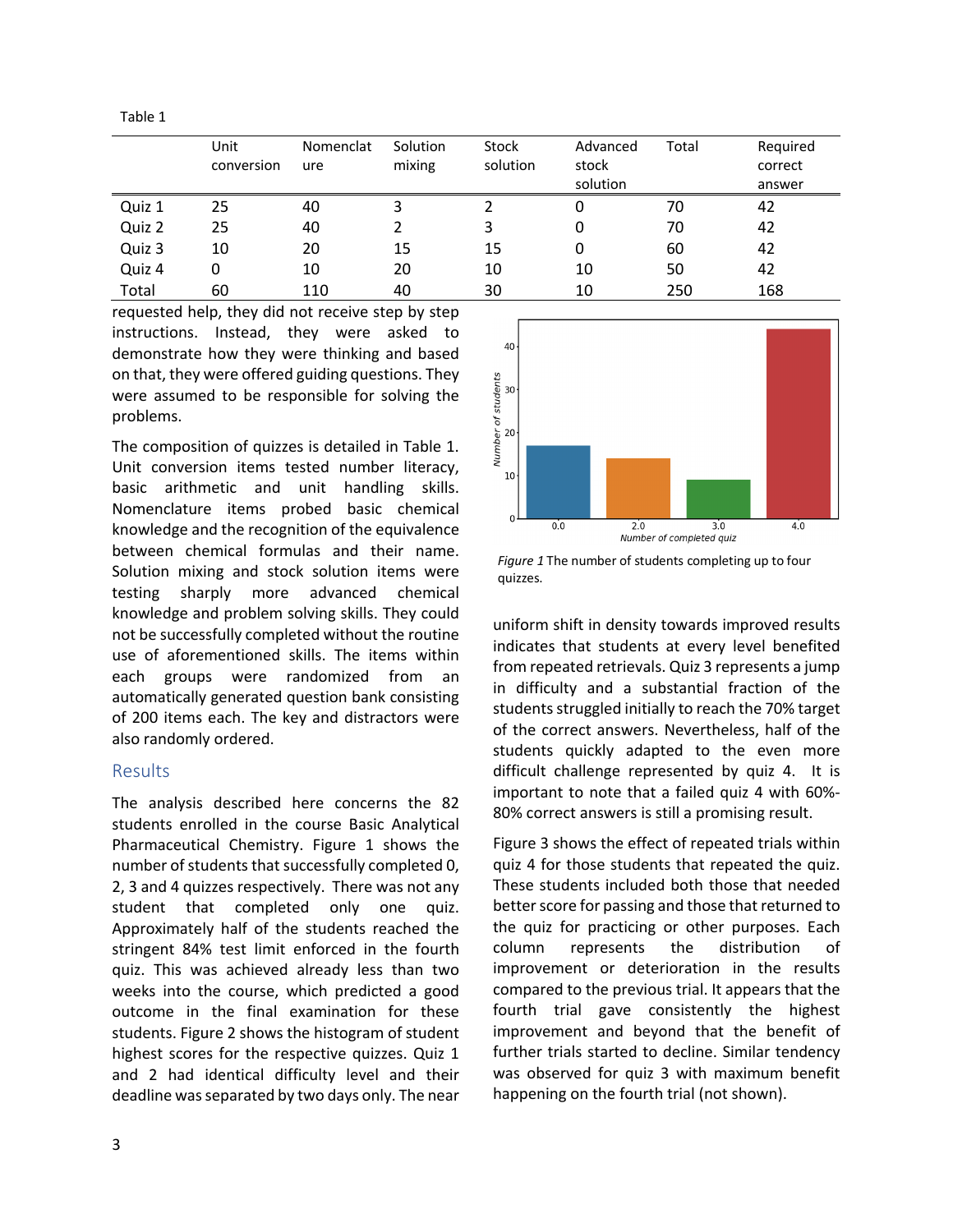Table 1

| | Unit conversion | Nomenclature | Solution mixing | Stock solution | Advanced stock solution | Total | Required correct answer |
|---|---|---|---|---|---|---|---|
| Quiz 1 | 25 | 40 | 3 | 2 | 0 | 70 | 42 |
| Quiz 2 | 25 | 40 | 2 | 3 | 0 | 70 | 42 |
| Quiz 3 | 10 | 20 | 15 | 15 | 0 | 60 | 42 |
| Quiz 4 | 0 | 10 | 20 | 10 | 10 | 50 | 42 |
| Total | 60 | 110 | 40 | 30 | 10 | 250 | 168 |

requested help, they did not receive step by step instructions. Instead, they were asked to demonstrate how they were thinking and based on that, they were offered guiding questions. They were assumed to be responsible for solving the problems.

The composition of quizzes is detailed in Table 1. Unit conversion items tested number literacy, basic arithmetic and unit handling skills. Nomenclature items probed basic chemical knowledge and the recognition of the equivalence between chemical formulas and their name. Solution mixing and stock solution items were testing sharply more advanced chemical knowledge and problem solving skills. They could not be successfully completed without the routine use of aforementioned skills. The items within each groups were randomized from an automatically generated question bank consisting of 200 items each. The key and distractors were also randomly ordered.

## Results

The analysis described here concerns the 82 students enrolled in the course Basic Analytical Pharmaceutical Chemistry. Figure 1 shows the number of students that successfully completed 0, 2, 3 and 4 quizzes respectively. There was not any student that completed only one quiz. Approximately half of the students reached the stringent 84% test limit enforced in the fourth quiz. This was achieved already less than two weeks into the course, which predicted a good outcome in the final examination for these students. Figure 2 shows the histogram of student highest scores for the respective quizzes. Quiz 1 and 2 had identical difficulty level and their deadline was separated by two days only. The near uniform shift in density towards improved results indicates that students at every level benefited from repeated retrievals. Quiz 3 represents a jump in difficulty and a substantial fraction of the students struggled initially to reach the 70% target of the correct answers. Nevertheless, half of the students quickly adapted to the even more difficult challenge represented by quiz 4. It is important to note that a failed quiz 4 with 60%-80% correct answers is still a promising result.

*Figure 1* The number of students completing up to four quizzes.

Figure 3 shows the effect of repeated trials within quiz 4 for those students that repeated the quiz. These students included both those that needed better score for passing and those that returned to the quiz for practicing or other purposes. Each column represents the distribution of improvement or deterioration in the results compared to the previous trial. It appears that the fourth trial gave consistently the highest improvement and beyond that the benefit of further trials started to decline. Similar tendency was observed for quiz 3 with maximum benefit happening on the fourth trial (not shown).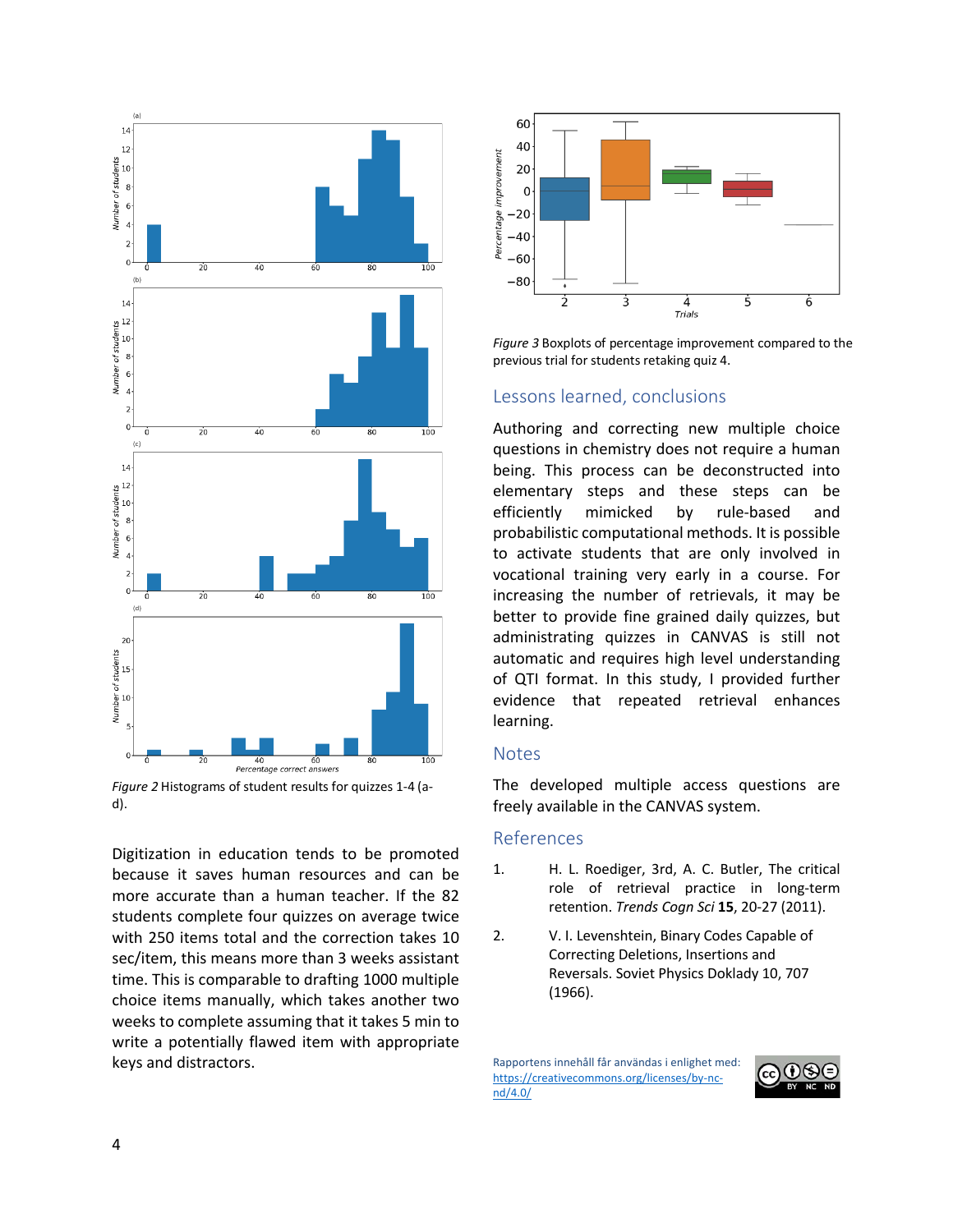(a)

14
12
10
8
6
4
2
0

Number of students

0 20 40 60 80 100

(b)

14
12
10
8
6
4
2
0

Number of students

0 20 40 60 80 100

(c)

14
12
10
8
6
4
2
0

Number of students

0 20 40 60 80 100

(d)

20
15
10
5
0

Number of students

0 20 40 60 80 100

Percentage correct answers

*Figure 2* Histograms of student results for quizzes 1-4 (a-d).

Digitization in education tends to be promoted because it saves human resources and can be more accurate than a human teacher. If the 82 students complete four quizzes on average twice with 250 items total and the correction takes 10 sec/item, this means more than 3 weeks assistant time. This is comparable to drafting 1000 multiple choice items manually, which takes another two weeks to complete assuming that it takes 5 min to write a potentially flawed item with appropriate keys and distractors.

60
40
20
0
−20
−40
−60
−80

Percentage improvement

2 3 4 5 6

Trials

*Figure 3* Boxplots of percentage improvement compared to the previous trial for students retaking quiz 4.

## Lessons learned, conclusions

Authoring and correcting new multiple choice questions in chemistry does not require a human being. This process can be deconstructed into elementary steps and these steps can be efficiently mimicked by rule-based and probabilistic computational methods. It is possible to activate students that are only involved in vocational training very early in a course. For increasing the number of retrievals, it may be better to provide fine grained daily quizzes, but administrating quizzes in CANVAS is still not automatic and requires high level understanding of QTI format. In this study, I provided further evidence that repeated retrieval enhances learning.

## Notes

The developed multiple access questions are freely available in the CANVAS system.

## References

1. H. L. Roediger, 3rd, A. C. Butler, The critical role of retrieval practice in long-term retention. *Trends Cogn Sci* **15**, 20-27 (2011).
2. V. I. Levenshtein, Binary Codes Capable of Correcting Deletions, Insertions and Reversals. Soviet Physics Doklady 10, 707 (1966).

Rapportens innehåll får användas i enlighet med: https://creativecommons.org/licenses/by-nc-nd/4.0/